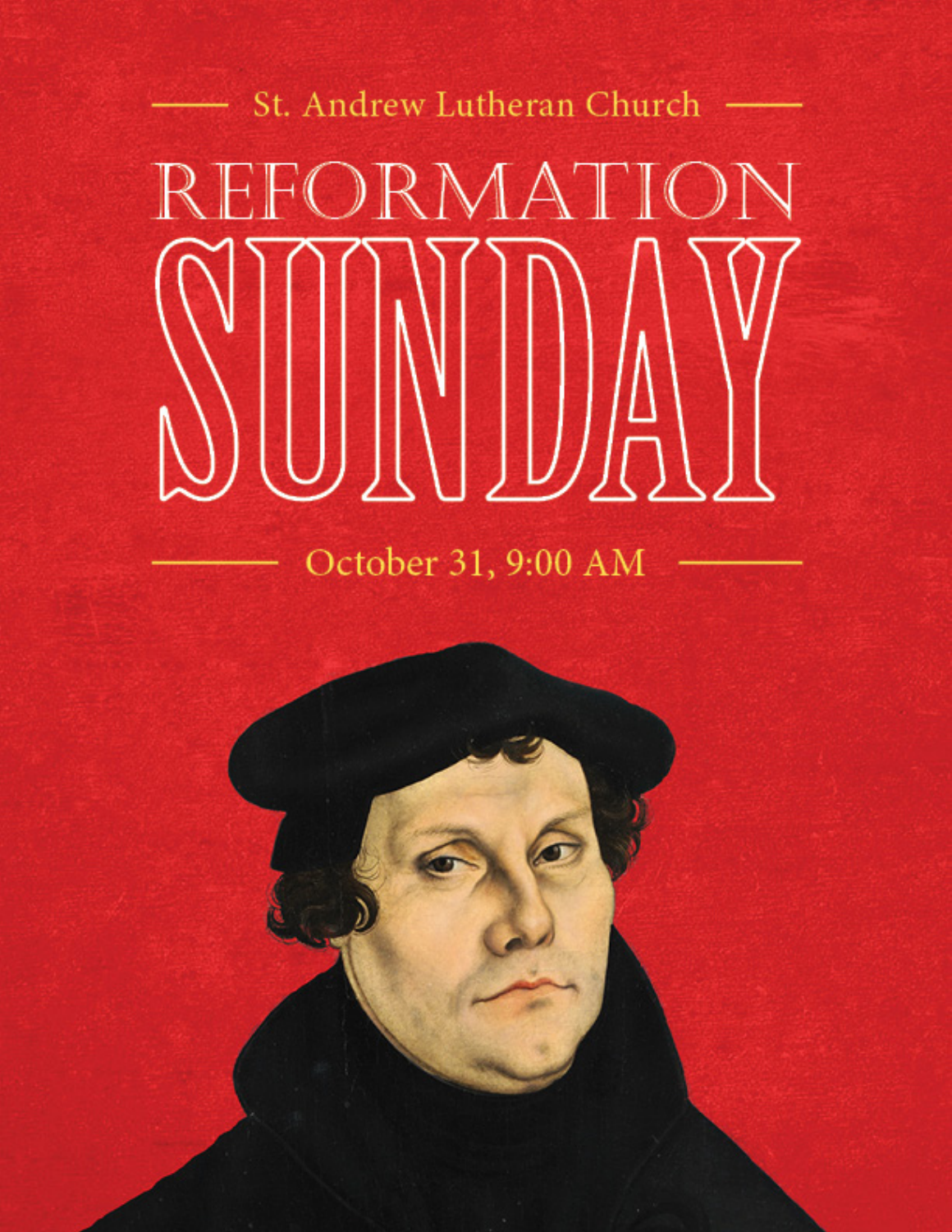St. Andrew Lutheran Church

# REFORMATION SUNDAY

October 31, 9:00 AM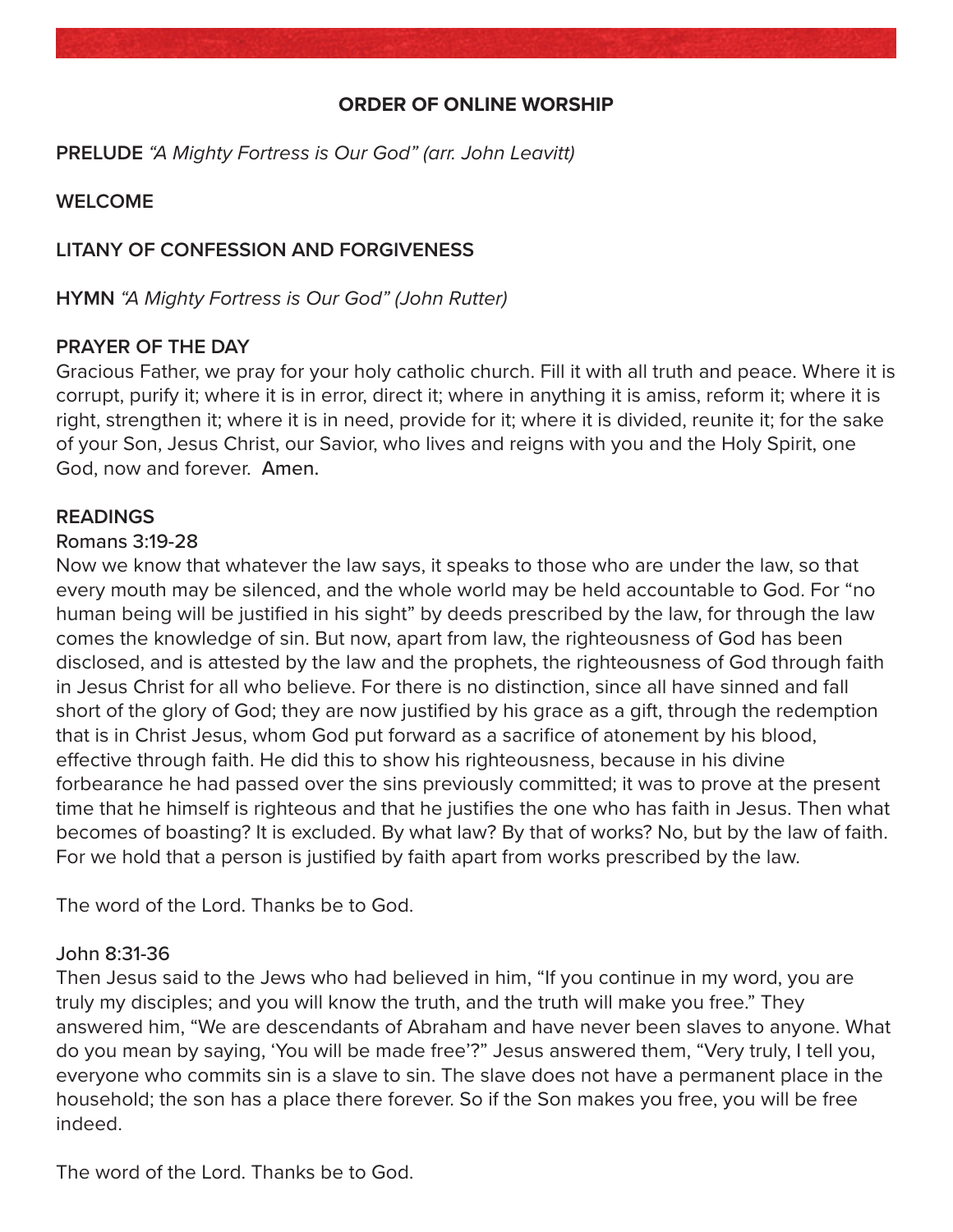## ORDER OF ONLINE WORSHIP

**PRELUDE** *"A Mighty Fortress is Our God" (arr. John Leavitt)*

**WELCOME**

**LITANY OF CONFESSION AND FORGIVENESS**

**HYMN** *"A Mighty Fortress is Our God" (John Rutter)*

**PRAYER OF THE DAY**

Gracious Father, we pray for your holy catholic church. Fill it with all truth and peace. Where it is corrupt, purify it; where it is in error, direct it; where in anything it is amiss, reform it; where it is right, strengthen it; where it is in need, provide for it; where it is divided, reunite it; for the sake of your Son, Jesus Christ, our Savior, who lives and reigns with you and the Holy Spirit, one God, now and forever. Amen.

**READINGS**

Romans 3:19-28

Now we know that whatever the law says, it speaks to those who are under the law, so that every mouth may be silenced, and the whole world may be held accountable to God. For "no human being will be justified in his sight" by deeds prescribed by the law, for through the law comes the knowledge of sin. But now, apart from law, the righteousness of God has been disclosed, and is attested by the law and the prophets, the righteousness of God through faith in Jesus Christ for all who believe. For there is no distinction, since all have sinned and fall short of the glory of God; they are now justified by his grace as a gift, through the redemption that is in Christ Jesus, whom God put forward as a sacrifice of atonement by his blood, effective through faith. He did this to show his righteousness, because in his divine forbearance he had passed over the sins previously committed; it was to prove at the present time that he himself is righteous and that he justifies the one who has faith in Jesus. Then what becomes of boasting? It is excluded. By what law? By that of works? No, but by the law of faith. For we hold that a person is justified by faith apart from works prescribed by the law.

The word of the Lord. Thanks be to God.

John 8:31-36

Then Jesus said to the Jews who had believed in him, "If you continue in my word, you are truly my disciples; and you will know the truth, and the truth will make you free." They answered him, "We are descendants of Abraham and have never been slaves to anyone. What do you mean by saying, 'You will be made free'?" Jesus answered them, "Very truly, I tell you, everyone who commits sin is a slave to sin. The slave does not have a permanent place in the household; the son has a place there forever. So if the Son makes you free, you will be free indeed.

The word of the Lord. Thanks be to God.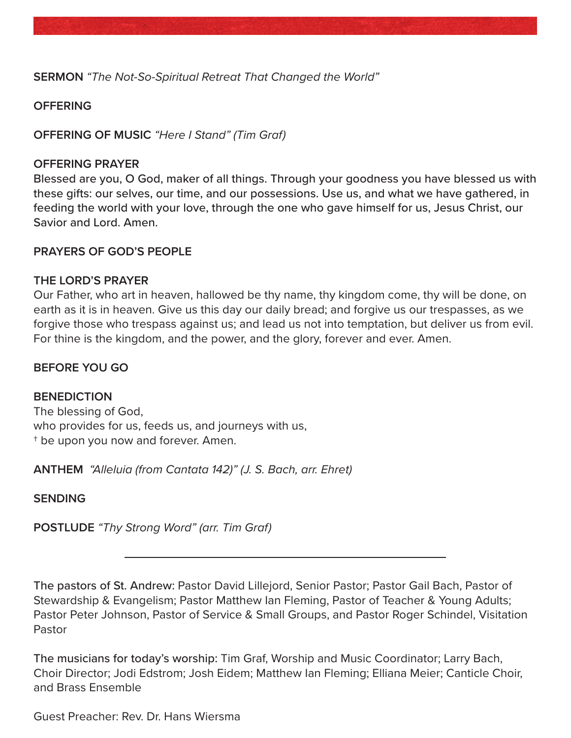**SERMON** *"The Not-So-Spiritual Retreat That Changed the World"*

**OFFERING**

**OFFERING OF MUSIC** *"Here I Stand" (Tim Graf)*

**OFFERING PRAYER**
Blessed are you, O God, maker of all things. Through your goodness you have blessed us with these gifts: our selves, our time, and our possessions. Use us, and what we have gathered, in feeding the world with your love, through the one who gave himself for us, Jesus Christ, our Savior and Lord. Amen.

**PRAYERS OF GOD'S PEOPLE**

**THE LORD'S PRAYER**
Our Father, who art in heaven, hallowed be thy name, thy kingdom come, thy will be done, on earth as it is in heaven. Give us this day our daily bread; and forgive us our trespasses, as we forgive those who trespass against us; and lead us not into temptation, but deliver us from evil. For thine is the kingdom, and the power, and the glory, forever and ever. Amen.

**BEFORE YOU GO**

**BENEDICTION**
The blessing of God,
who provides for us, feeds us, and journeys with us,
† be upon you now and forever. Amen.

**ANTHEM** *"Alleluia (from Cantata 142)" (J. S. Bach, arr. Ehret)*

**SENDING**

**POSTLUDE** *"Thy Strong Word" (arr. Tim Graf)*

---

The pastors of St. Andrew: Pastor David Lillejord, Senior Pastor; Pastor Gail Bach, Pastor of Stewardship & Evangelism; Pastor Matthew Ian Fleming, Pastor of Teacher & Young Adults; Pastor Peter Johnson, Pastor of Service & Small Groups, and Pastor Roger Schindel, Visitation Pastor

The musicians for today's worship: Tim Graf, Worship and Music Coordinator; Larry Bach, Choir Director; Jodi Edstrom; Josh Eidem; Matthew Ian Fleming; Elliana Meier; Canticle Choir, and Brass Ensemble

Guest Preacher: Rev. Dr. Hans Wiersma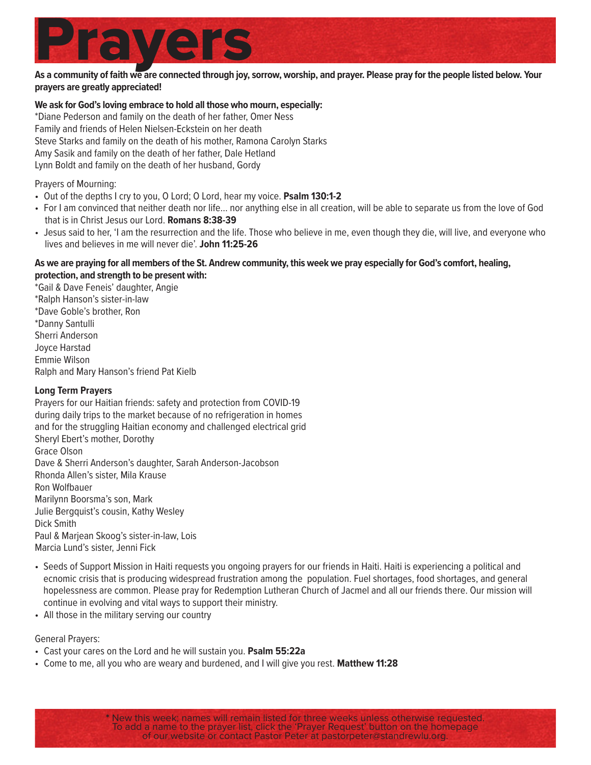# Prayers

**As a community of faith we are connected through joy, sorrow, worship, and prayer. Please pray for the people listed below. Your prayers are greatly appreciated!**

**We ask for God's loving embrace to hold all those who mourn, especially:**

*Diane Pederson and family on the death of her father, Omer Ness
Family and friends of Helen Nielsen-Eckstein on her death
Steve Starks and family on the death of his mother, Ramona Carolyn Starks
Amy Sasik and family on the death of her father, Dale Hetland
Lynn Boldt and family on the death of her husband, Gordy

Prayers of Mourning:

- Out of the depths I cry to you, O Lord; O Lord, hear my voice. **Psalm 130:1-2**
- For I am convinced that neither death nor life… nor anything else in all creation, will be able to separate us from the love of God that is in Christ Jesus our Lord. **Romans 8:38-39**
- Jesus said to her, 'I am the resurrection and the life. Those who believe in me, even though they die, will live, and everyone who lives and believes in me will never die'. **John 11:25-26**

**As we are praying for all members of the St. Andrew community, this week we pray especially for God's comfort, healing, protection, and strength to be present with:**

*Gail & Dave Feneis' daughter, Angie
*Ralph Hanson's sister-in-law
*Dave Goble's brother, Ron
*Danny Santulli
Sherri Anderson
Joyce Harstad
Emmie Wilson
Ralph and Mary Hanson's friend Pat Kielb

**Long Term Prayers**

Prayers for our Haitian friends: safety and protection from COVID-19 during daily trips to the market because of no refrigeration in homes and for the struggling Haitian economy and challenged electrical grid
Sheryl Ebert's mother, Dorothy
Grace Olson
Dave & Sherri Anderson's daughter, Sarah Anderson-Jacobson
Rhonda Allen's sister, Mila Krause
Ron Wolfbauer
Marilynn Boorsma's son, Mark
Julie Bergquist's cousin, Kathy Wesley
Dick Smith
Paul & Marjean Skoog's sister-in-law, Lois
Marcia Lund's sister, Jenni Fick

- Seeds of Support Mission in Haiti requests you ongoing prayers for our friends in Haiti. Haiti is experiencing a political and ecnomic crisis that is producing widespread frustration among the population. Fuel shortages, food shortages, and general hopelessness are common. Please pray for Redemption Lutheran Church of Jacmel and all our friends there. Our mission will continue in evolving and vital ways to support their ministry.
- All those in the military serving our country

General Prayers:

- Cast your cares on the Lord and he will sustain you. **Psalm 55:22a**
- Come to me, all you who are weary and burdened, and I will give you rest. **Matthew 11:28**

* New this week; names will remain listed for three weeks unless otherwise requested. To add a name to the prayer list, click the 'Prayer Request' button on the homepage of our website or contact Pastor Peter at pastorpeter@standrewlu.org.